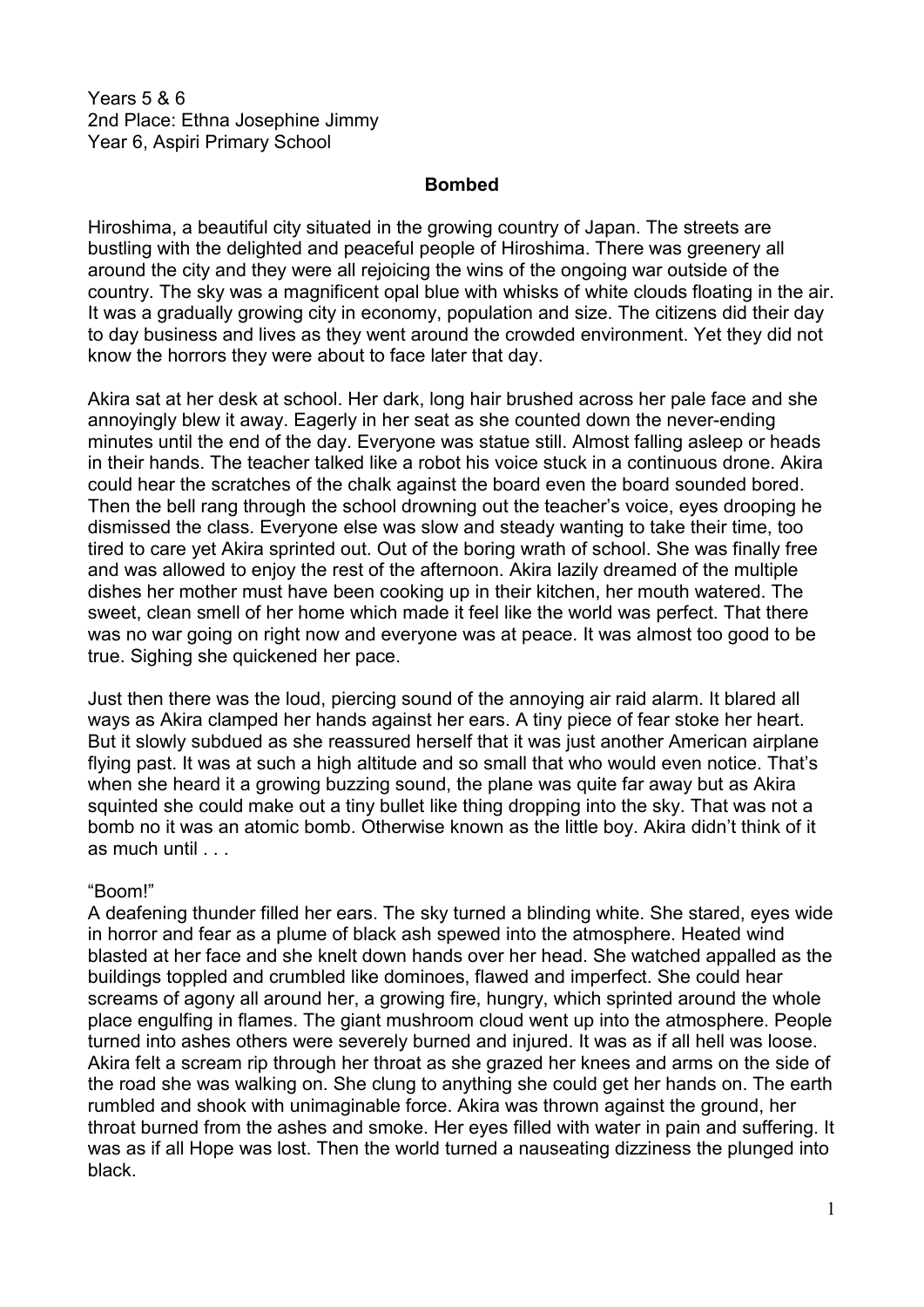Years 5 & 6
2nd Place: Ethna Josephine Jimmy
Year 6, Aspiri Primary School

**Bombed**

Hiroshima, a beautiful city situated in the growing country of Japan. The streets are bustling with the delighted and peaceful people of Hiroshima. There was greenery all around the city and they were all rejoicing the wins of the ongoing war outside of the country. The sky was a magnificent opal blue with whisks of white clouds floating in the air. It was a gradually growing city in economy, population and size. The citizens did their day to day business and lives as they went around the crowded environment. Yet they did not know the horrors they were about to face later that day.

Akira sat at her desk at school. Her dark, long hair brushed across her pale face and she annoyingly blew it away. Eagerly in her seat as she counted down the never-ending minutes until the end of the day. Everyone was statue still. Almost falling asleep or heads in their hands. The teacher talked like a robot his voice stuck in a continuous drone. Akira could hear the scratches of the chalk against the board even the board sounded bored. Then the bell rang through the school drowning out the teacher's voice, eyes drooping he dismissed the class. Everyone else was slow and steady wanting to take their time, too tired to care yet Akira sprinted out. Out of the boring wrath of school. She was finally free and was allowed to enjoy the rest of the afternoon. Akira lazily dreamed of the multiple dishes her mother must have been cooking up in their kitchen, her mouth watered. The sweet, clean smell of her home which made it feel like the world was perfect. That there was no war going on right now and everyone was at peace. It was almost too good to be true. Sighing she quickened her pace.

Just then there was the loud, piercing sound of the annoying air raid alarm. It blared all ways as Akira clamped her hands against her ears. A tiny piece of fear stoke her heart. But it slowly subdued as she reassured herself that it was just another American airplane flying past. It was at such a high altitude and so small that who would even notice. That's when she heard it a growing buzzing sound, the plane was quite far away but as Akira squinted she could make out a tiny bullet like thing dropping into the sky. That was not a bomb no it was an atomic bomb. Otherwise known as the little boy. Akira didn't think of it as much until . . .

"Boom!"

A deafening thunder filled her ears. The sky turned a blinding white. She stared, eyes wide in horror and fear as a plume of black ash spewed into the atmosphere. Heated wind blasted at her face and she knelt down hands over her head. She watched appalled as the buildings toppled and crumbled like dominoes, flawed and imperfect. She could hear screams of agony all around her, a growing fire, hungry, which sprinted around the whole place engulfing in flames. The giant mushroom cloud went up into the atmosphere. People turned into ashes others were severely burned and injured. It was as if all hell was loose. Akira felt a scream rip through her throat as she grazed her knees and arms on the side of the road she was walking on. She clung to anything she could get her hands on. The earth rumbled and shook with unimaginable force. Akira was thrown against the ground, her throat burned from the ashes and smoke. Her eyes filled with water in pain and suffering. It was as if all Hope was lost. Then the world turned a nauseating dizziness the plunged into black.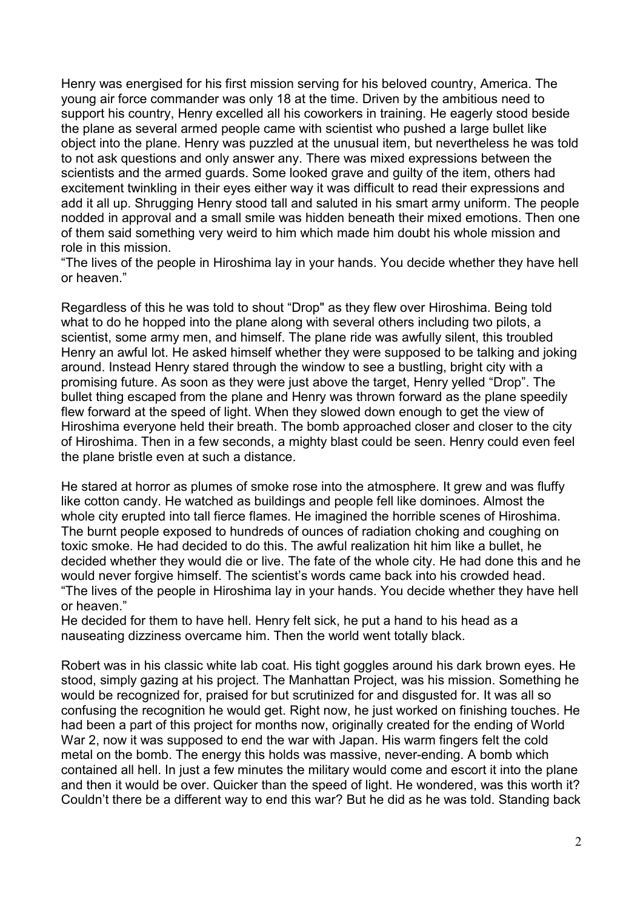Henry was energised for his first mission serving for his beloved country, America. The young air force commander was only 18 at the time. Driven by the ambitious need to support his country, Henry excelled all his coworkers in training. He eagerly stood beside the plane as several armed people came with scientist who pushed a large bullet like object into the plane. Henry was puzzled at the unusual item, but nevertheless he was told to not ask questions and only answer any. There was mixed expressions between the scientists and the armed guards. Some looked grave and guilty of the item, others had excitement twinkling in their eyes either way it was difficult to read their expressions and add it all up. Shrugging Henry stood tall and saluted in his smart army uniform. The people nodded in approval and a small smile was hidden beneath their mixed emotions. Then one of them said something very weird to him which made him doubt his whole mission and role in this mission.

"The lives of the people in Hiroshima lay in your hands. You decide whether they have hell or heaven."

Regardless of this he was told to shout "Drop" as they flew over Hiroshima. Being told what to do he hopped into the plane along with several others including two pilots, a scientist, some army men, and himself. The plane ride was awfully silent, this troubled Henry an awful lot. He asked himself whether they were supposed to be talking and joking around. Instead Henry stared through the window to see a bustling, bright city with a promising future. As soon as they were just above the target, Henry yelled "Drop". The bullet thing escaped from the plane and Henry was thrown forward as the plane speedily flew forward at the speed of light. When they slowed down enough to get the view of Hiroshima everyone held their breath. The bomb approached closer and closer to the city of Hiroshima. Then in a few seconds, a mighty blast could be seen. Henry could even feel the plane bristle even at such a distance.

He stared at horror as plumes of smoke rose into the atmosphere. It grew and was fluffy like cotton candy. He watched as buildings and people fell like dominoes. Almost the whole city erupted into tall fierce flames. He imagined the horrible scenes of Hiroshima. The burnt people exposed to hundreds of ounces of radiation choking and coughing on toxic smoke. He had decided to do this. The awful realization hit him like a bullet, he decided whether they would die or live. The fate of the whole city. He had done this and he would never forgive himself. The scientist's words came back into his crowded head.

"The lives of the people in Hiroshima lay in your hands. You decide whether they have hell or heaven."

He decided for them to have hell. Henry felt sick, he put a hand to his head as a nauseating dizziness overcame him. Then the world went totally black.

Robert was in his classic white lab coat. His tight goggles around his dark brown eyes. He stood, simply gazing at his project. The Manhattan Project, was his mission. Something he would be recognized for, praised for but scrutinized for and disgusted for. It was all so confusing the recognition he would get. Right now, he just worked on finishing touches. He had been a part of this project for months now, originally created for the ending of World War 2, now it was supposed to end the war with Japan. His warm fingers felt the cold metal on the bomb. The energy this holds was massive, never-ending. A bomb which contained all hell. In just a few minutes the military would come and escort it into the plane and then it would be over. Quicker than the speed of light. He wondered, was this worth it? Couldn't there be a different way to end this war? But he did as he was told. Standing back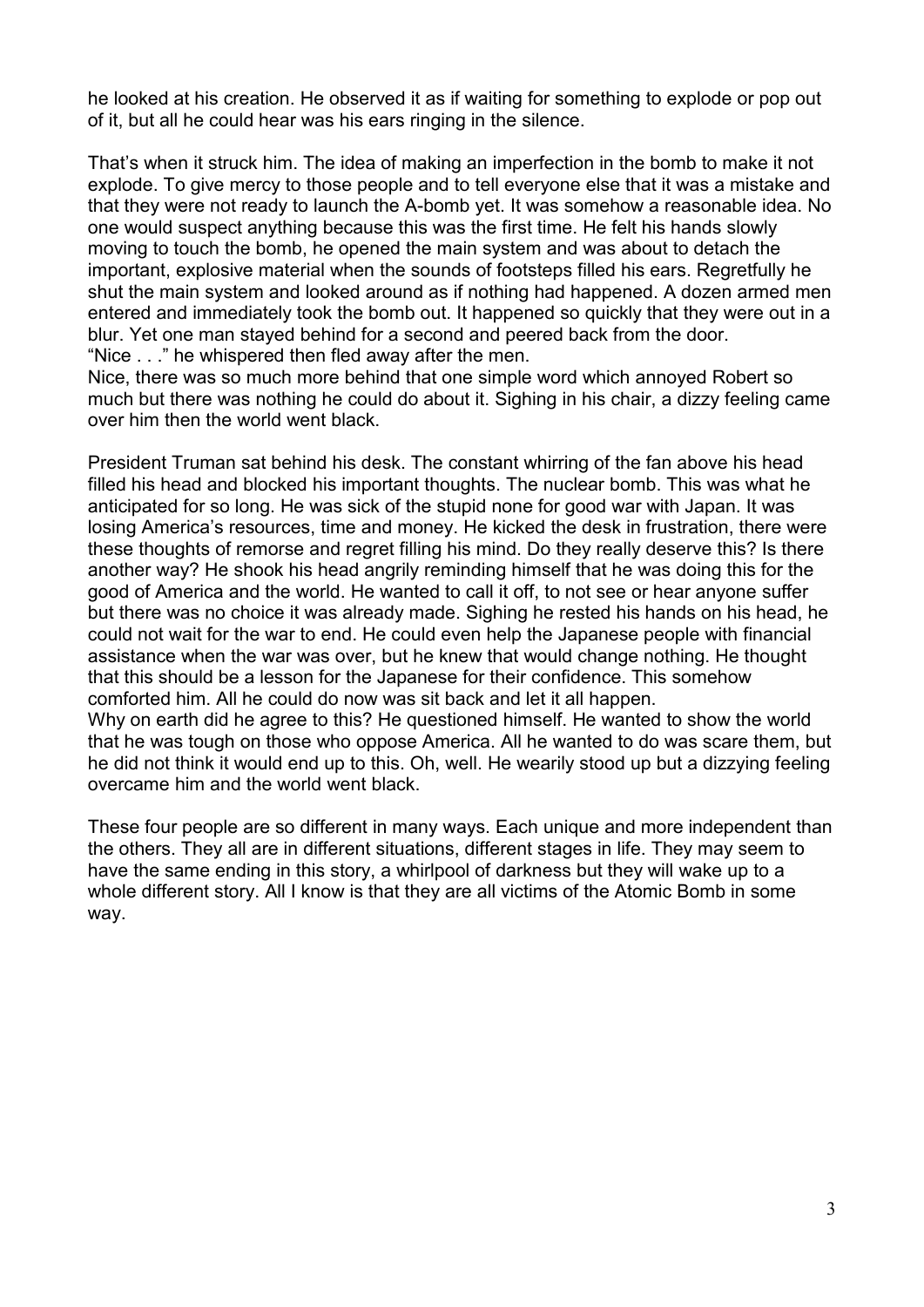he looked at his creation. He observed it as if waiting for something to explode or pop out of it, but all he could hear was his ears ringing in the silence.

That's when it struck him. The idea of making an imperfection in the bomb to make it not explode. To give mercy to those people and to tell everyone else that it was a mistake and that they were not ready to launch the A-bomb yet. It was somehow a reasonable idea. No one would suspect anything because this was the first time. He felt his hands slowly moving to touch the bomb, he opened the main system and was about to detach the important, explosive material when the sounds of footsteps filled his ears. Regretfully he shut the main system and looked around as if nothing had happened. A dozen armed men entered and immediately took the bomb out. It happened so quickly that they were out in a blur. Yet one man stayed behind for a second and peered back from the door.
"Nice . . ." he whispered then fled away after the men.
Nice, there was so much more behind that one simple word which annoyed Robert so much but there was nothing he could do about it. Sighing in his chair, a dizzy feeling came over him then the world went black.

President Truman sat behind his desk. The constant whirring of the fan above his head filled his head and blocked his important thoughts. The nuclear bomb. This was what he anticipated for so long. He was sick of the stupid none for good war with Japan. It was losing America's resources, time and money. He kicked the desk in frustration, there were these thoughts of remorse and regret filling his mind. Do they really deserve this? Is there another way? He shook his head angrily reminding himself that he was doing this for the good of America and the world. He wanted to call it off, to not see or hear anyone suffer but there was no choice it was already made. Sighing he rested his hands on his head, he could not wait for the war to end. He could even help the Japanese people with financial assistance when the war was over, but he knew that would change nothing. He thought that this should be a lesson for the Japanese for their confidence. This somehow comforted him. All he could do now was sit back and let it all happen.
Why on earth did he agree to this? He questioned himself. He wanted to show the world that he was tough on those who oppose America. All he wanted to do was scare them, but he did not think it would end up to this. Oh, well. He wearily stood up but a dizzying feeling overcame him and the world went black.

These four people are so different in many ways. Each unique and more independent than the others. They all are in different situations, different stages in life. They may seem to have the same ending in this story, a whirlpool of darkness but they will wake up to a whole different story. All I know is that they are all victims of the Atomic Bomb in some way.